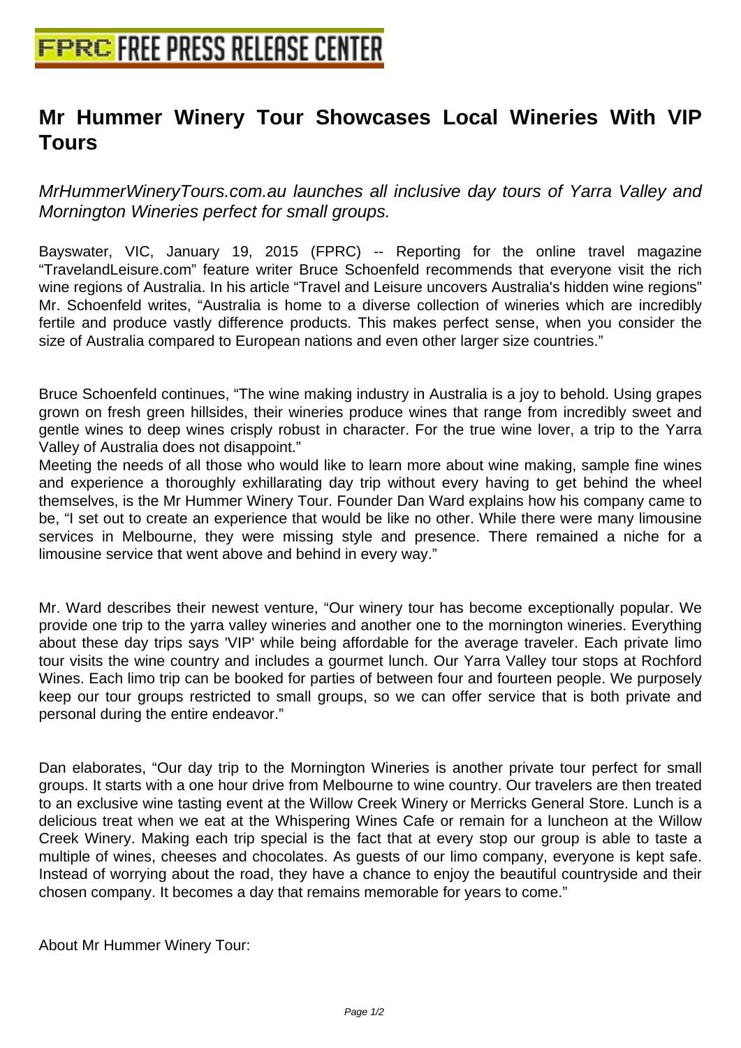# Mr Hummer Winery Tour Showcases Local Wineries With VIP Tours

*MrHummerWineryTours.com.au launches all inclusive day tours of Yarra Valley and Mornington Wineries perfect for small groups.*

Bayswater, VIC, January 19, 2015 (FPRC) -- Reporting for the online travel magazine “TravelandLeisure.com” feature writer Bruce Schoenfeld recommends that everyone visit the rich wine regions of Australia. In his article “Travel and Leisure uncovers Australia's hidden wine regions” Mr. Schoenfeld writes, “Australia is home to a diverse collection of wineries which are incredibly fertile and produce vastly difference products. This makes perfect sense, when you consider the size of Australia compared to European nations and even other larger size countries.”

Bruce Schoenfeld continues, “The wine making industry in Australia is a joy to behold. Using grapes grown on fresh green hillsides, their wineries produce wines that range from incredibly sweet and gentle wines to deep wines crisply robust in character. For the true wine lover, a trip to the Yarra Valley of Australia does not disappoint.”

Meeting the needs of all those who would like to learn more about wine making, sample fine wines and experience a thoroughly exhillarating day trip without every having to get behind the wheel themselves, is the Mr Hummer Winery Tour. Founder Dan Ward explains how his company came to be, “I set out to create an experience that would be like no other. While there were many limousine services in Melbourne, they were missing style and presence. There remained a niche for a limousine service that went above and behind in every way.”

Mr. Ward describes their newest venture, “Our winery tour has become exceptionally popular. We provide one trip to the yarra valley wineries and another one to the mornington wineries. Everything about these day trips says 'VIP' while being affordable for the average traveler. Each private limo tour visits the wine country and includes a gourmet lunch. Our Yarra Valley tour stops at Rochford Wines. Each limo trip can be booked for parties of between four and fourteen people. We purposely keep our tour groups restricted to small groups, so we can offer service that is both private and personal during the entire endeavor.”

Dan elaborates, “Our day trip to the Mornington Wineries is another private tour perfect for small groups. It starts with a one hour drive from Melbourne to wine country. Our travelers are then treated to an exclusive wine tasting event at the Willow Creek Winery or Merricks General Store. Lunch is a delicious treat when we eat at the Whispering Wines Cafe or remain for a luncheon at the Willow Creek Winery. Making each trip special is the fact that at every stop our group is able to taste a multiple of wines, cheeses and chocolates. As guests of our limo company, everyone is kept safe. Instead of worrying about the road, they have a chance to enjoy the beautiful countryside and their chosen company. It becomes a day that remains memorable for years to come.”

About Mr Hummer Winery Tour: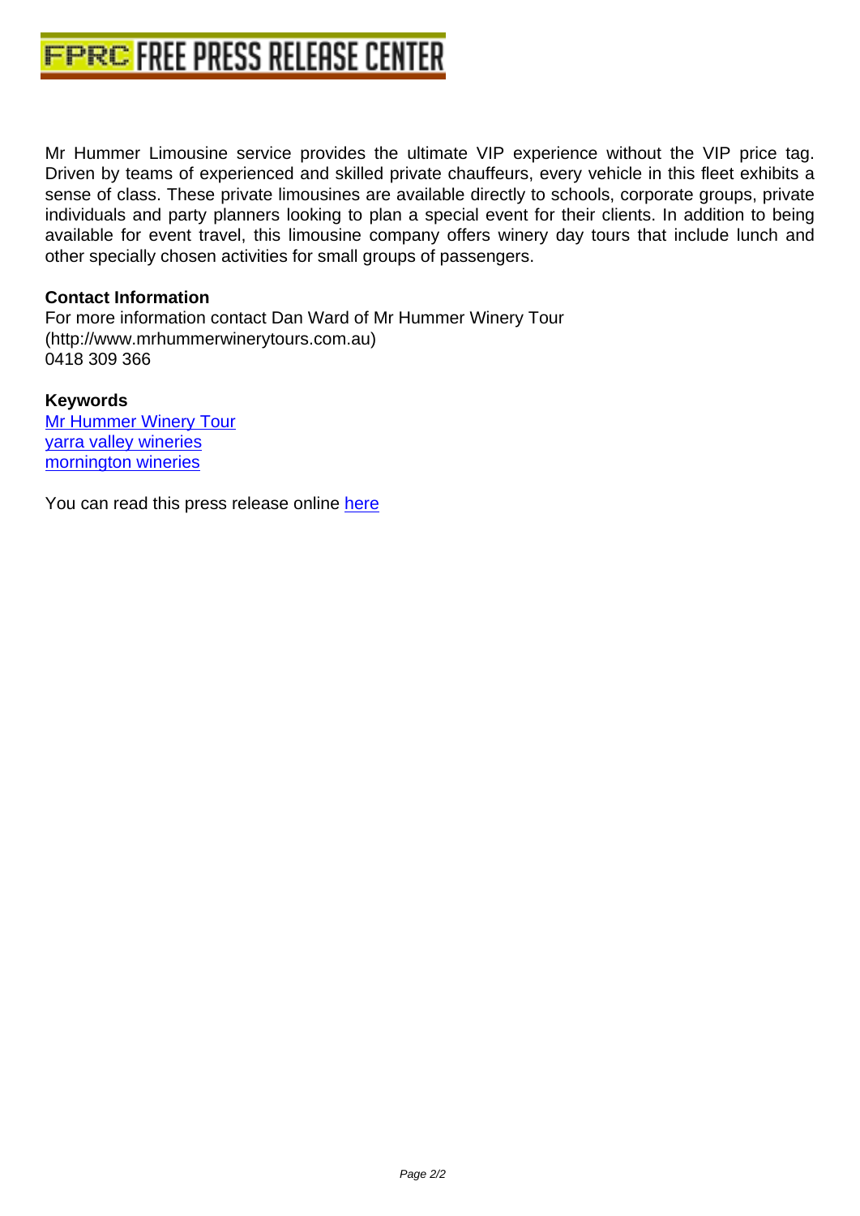Mr Hummer Limousine service provides the ultimate VIP experience without the VIP price tag. Driven by teams of experienced and skilled private chauffeurs, every vehicle in this fleet exhibits a sense of class. These private limousines are available directly to schools, corporate groups, private individuals and party planners looking to plan a special event for their clients. In addition to being available for event travel, this limousine company offers winery day tours that include lunch and other specially chosen activities for small groups of passengers.

**Contact Information**
For more information contact Dan Ward of Mr Hummer Winery Tour
(http://www.mrhummerwinerytours.com.au)
0418 309 366

**Keywords**
Mr Hummer Winery Tour
yarra valley wineries
mornington wineries

You can read this press release online here